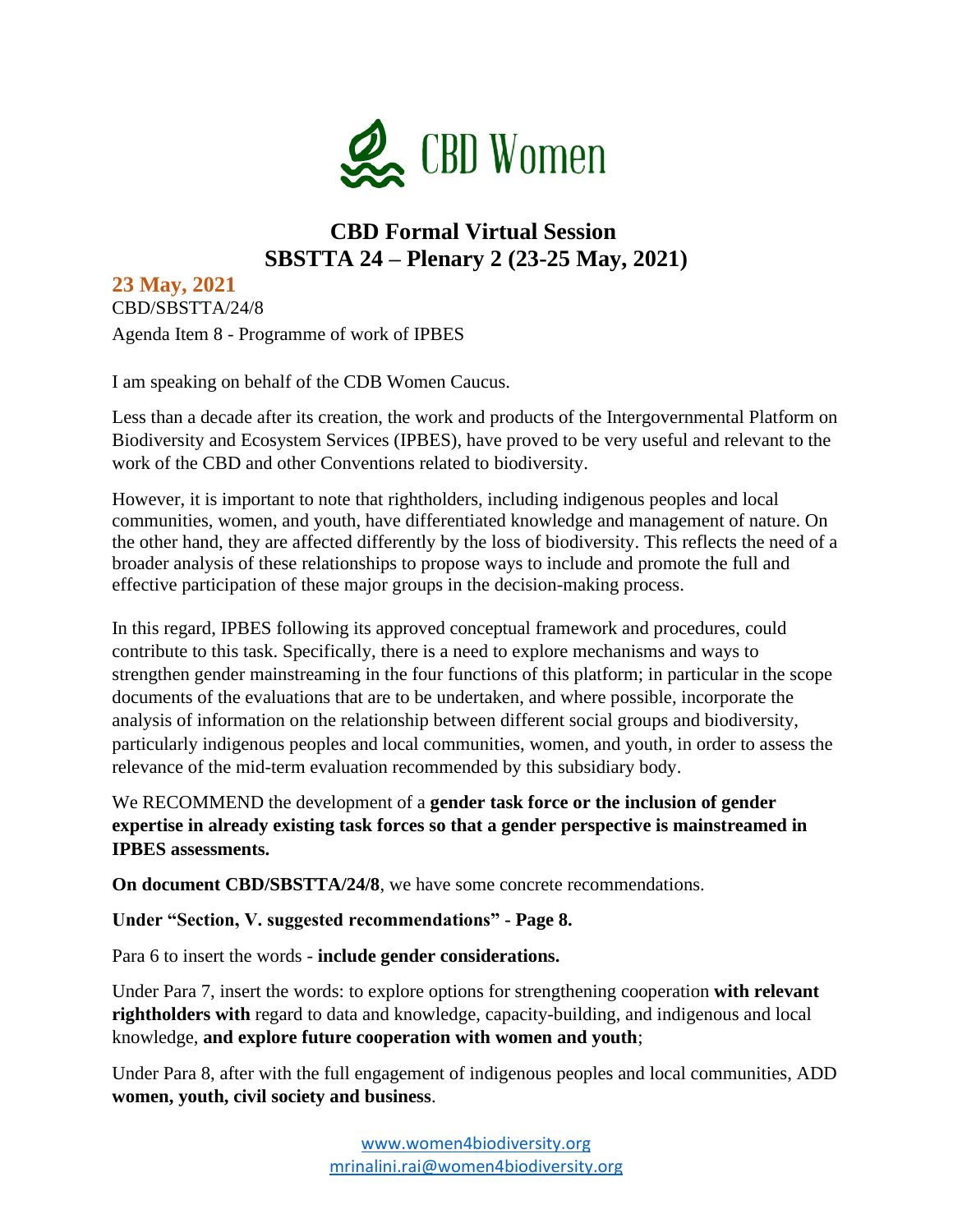CBD Women

# CBD Formal Virtual Session
# SBSTTA 24 – Plenary 2 (23-25 May, 2021)

## 23 May, 2021

CBD/SBSTTA/24/8

Agenda Item 8 - Programme of work of IPBES

I am speaking on behalf of the CDB Women Caucus.

Less than a decade after its creation, the work and products of the Intergovernmental Platform on Biodiversity and Ecosystem Services (IPBES), have proved to be very useful and relevant to the work of the CBD and other Conventions related to biodiversity.

However, it is important to note that rightholders, including indigenous peoples and local communities, women, and youth, have differentiated knowledge and management of nature. On the other hand, they are affected differently by the loss of biodiversity. This reflects the need of a broader analysis of these relationships to propose ways to include and promote the full and effective participation of these major groups in the decision-making process.

In this regard, IPBES following its approved conceptual framework and procedures, could contribute to this task. Specifically, there is a need to explore mechanisms and ways to strengthen gender mainstreaming in the four functions of this platform; in particular in the scope documents of the evaluations that are to be undertaken, and where possible, incorporate the analysis of information on the relationship between different social groups and biodiversity, particularly indigenous peoples and local communities, women, and youth, in order to assess the relevance of the mid-term evaluation recommended by this subsidiary body.

We RECOMMEND the development of a **gender task force or the inclusion of gender expertise in already existing task forces so that a gender perspective is mainstreamed in IPBES assessments.**

**On document CBD/SBSTTA/24/8**, we have some concrete recommendations.

**Under "Section, V. suggested recommendations" - Page 8.**

Para 6 to insert the words - **include gender considerations.**

Under Para 7, insert the words: to explore options for strengthening cooperation **with relevant rightholders with** regard to data and knowledge, capacity-building, and indigenous and local knowledge, **and explore future cooperation with women and youth**;

Under Para 8, after with the full engagement of indigenous peoples and local communities, ADD **women, youth, civil society and business**.

www.women4biodiversity.org
mrinalini.rai@women4biodiversity.org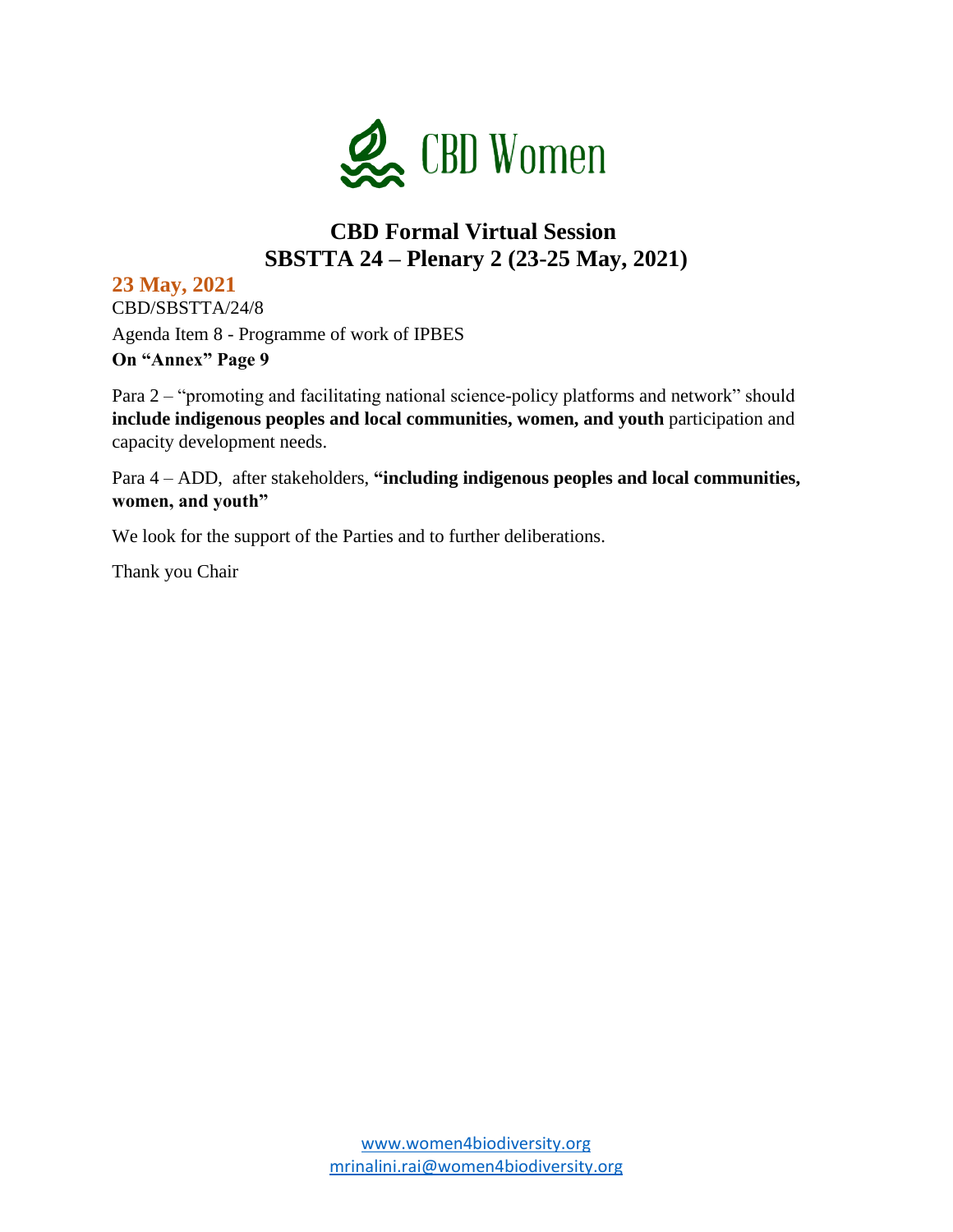CBD Women

# CBD Formal Virtual Session
# SBSTTA 24 – Plenary 2 (23-25 May, 2021)

**23 May, 2021**

CBD/SBSTTA/24/8

Agenda Item 8 - Programme of work of IPBES

**On "Annex" Page 9**

Para 2 – "promoting and facilitating national science-policy platforms and network" should **include indigenous peoples and local communities, women, and youth** participation and capacity development needs.

Para 4 – ADD, after stakeholders, **"including indigenous peoples and local communities, women, and youth"**

We look for the support of the Parties and to further deliberations.

Thank you Chair

www.women4biodiversity.org
mrinalini.rai@women4biodiversity.org